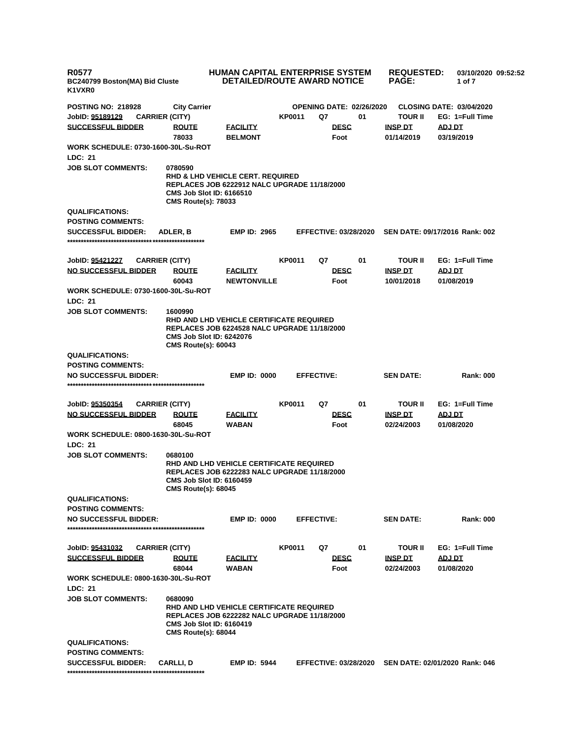**R0577** | **HUMAN CAPITAL ENTERPRISE SYSTEM** | **REQUESTED: 03/10/2020 09:52:52**
**BC240799 Boston(MA) Bid Cluste** | **DETAILED/ROUTE AWARD NOTICE** | **PAGE: 1 of 7**
**K1VXR0**

**POSTING NO: 218928** | **City Carrier** | **OPENING DATE: 02/26/2020** | **CLOSING DATE: 03/04/2020**

---

**JobID: 95189129** | **CARRIER (CITY)** | **KP0011** | **Q7** | **01** | **TOUR II** | **EG: 1=Full Time**

| SUCCESSFUL BIDDER | ROUTE | FACILITY | DESC | INSP DT | ADJ DT |
|---|---|---|---|---|---|
| | 78033 | BELMONT | Foot | 01/14/2019 | 03/19/2019 |

**WORK SCHEDULE: 0730-1600-30L-Su-ROT**
**LDC: 21**
**JOB SLOT COMMENTS:** 0780590
RHD & LHD VEHICLE CERT. REQUIRED
REPLACES JOB 6222912 NALC UPGRADE 11/18/2000
CMS Job Slot ID: 6166510
CMS Route(s): 78033
**QUALIFICATIONS:**
**POSTING COMMENTS:**
**SUCCESSFUL BIDDER:** ADLER, B | **EMP ID: 2965** | **EFFECTIVE: 03/28/2020** | **SEN DATE: 09/17/2016 Rank: 002**

****************************************************

**JobID: 95421227** | **CARRIER (CITY)** | **KP0011** | **Q7** | **01** | **TOUR II** | **EG: 1=Full Time**

| NO SUCCESSFUL BIDDER | ROUTE | FACILITY | DESC | INSP DT | ADJ DT |
|---|---|---|---|---|---|
| | 60043 | NEWTONVILLE | Foot | 10/01/2018 | 01/08/2019 |

**WORK SCHEDULE: 0730-1600-30L-Su-ROT**
**LDC: 21**
**JOB SLOT COMMENTS:** 1600990
RHD AND LHD VEHICLE CERTIFICATE REQUIRED
REPLACES JOB 6224528 NALC UPGRADE 11/18/2000
CMS Job Slot ID: 6242076
CMS Route(s): 60043
**QUALIFICATIONS:**
**POSTING COMMENTS:**
**NO SUCCESSFUL BIDDER:** | **EMP ID: 0000** | **EFFECTIVE:** | **SEN DATE:** | **Rank: 000**

****************************************************

**JobID: 95350354** | **CARRIER (CITY)** | **KP0011** | **Q7** | **01** | **TOUR II** | **EG: 1=Full Time**

| NO SUCCESSFUL BIDDER | ROUTE | FACILITY | DESC | INSP DT | ADJ DT |
|---|---|---|---|---|---|
| | 68045 | WABAN | Foot | 02/24/2003 | 01/08/2020 |

**WORK SCHEDULE: 0800-1630-30L-Su-ROT**
**LDC: 21**
**JOB SLOT COMMENTS:** 0680100
RHD AND LHD VEHICLE CERTIFICATE REQUIRED
REPLACES JOB 6222283 NALC UPGRADE 11/18/2000
CMS Job Slot ID: 6160459
CMS Route(s): 68045
**QUALIFICATIONS:**
**POSTING COMMENTS:**
**NO SUCCESSFUL BIDDER:** | **EMP ID: 0000** | **EFFECTIVE:** | **SEN DATE:** | **Rank: 000**

****************************************************

**JobID: 95431032** | **CARRIER (CITY)** | **KP0011** | **Q7** | **01** | **TOUR II** | **EG: 1=Full Time**

| SUCCESSFUL BIDDER | ROUTE | FACILITY | DESC | INSP DT | ADJ DT |
|---|---|---|---|---|---|
| | 68044 | WABAN | Foot | 02/24/2003 | 01/08/2020 |

**WORK SCHEDULE: 0800-1630-30L-Su-ROT**
**LDC: 21**
**JOB SLOT COMMENTS:** 0680090
RHD AND LHD VEHICLE CERTIFICATE REQUIRED
REPLACES JOB 6222282 NALC UPGRADE 11/18/2000
CMS Job Slot ID: 6160419
CMS Route(s): 68044
**QUALIFICATIONS:**
**POSTING COMMENTS:**
**SUCCESSFUL BIDDER:** CARLLI, D | **EMP ID: 5944** | **EFFECTIVE: 03/28/2020** | **SEN DATE: 02/01/2020 Rank: 046**

****************************************************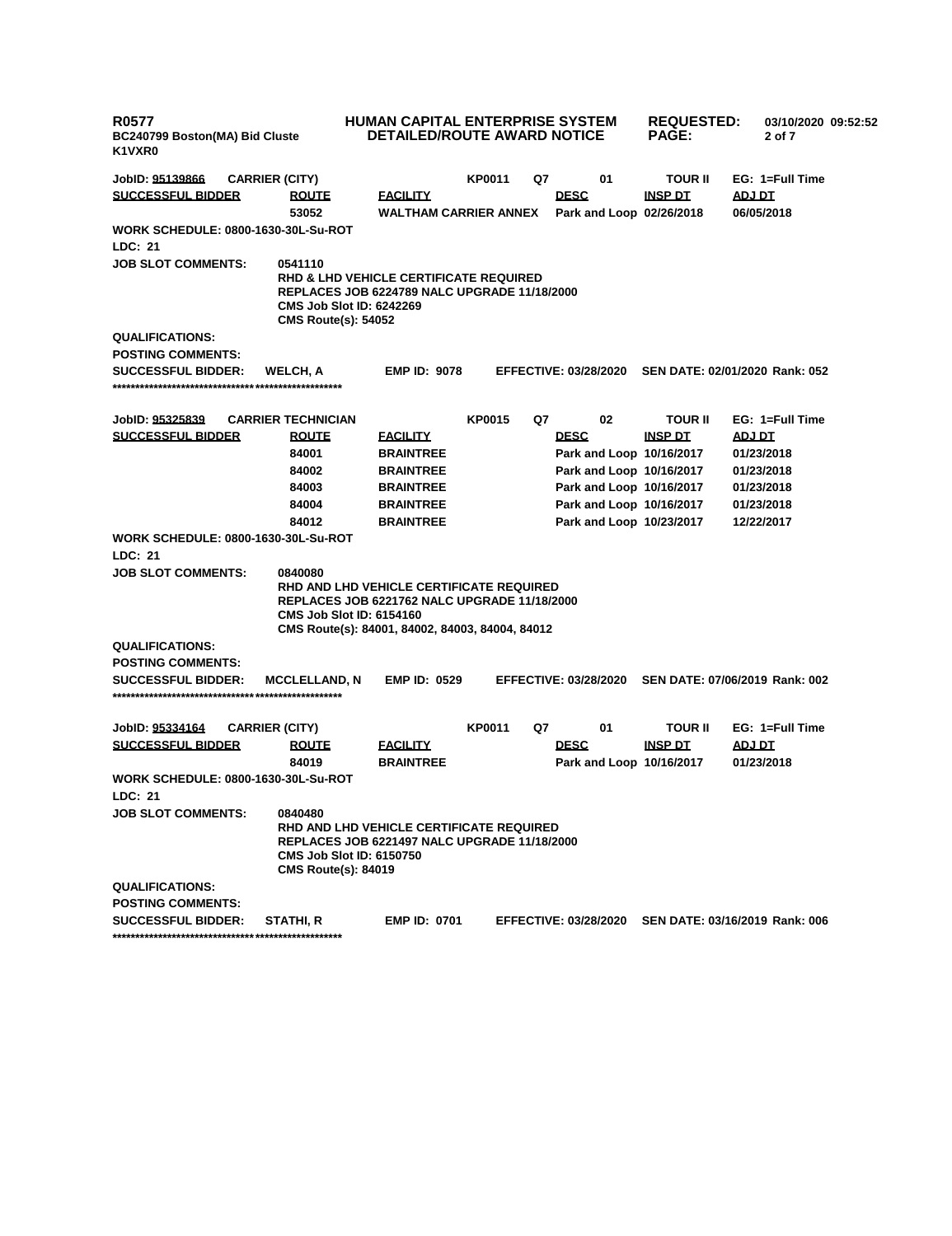R0577
BC240799 Boston(MA) Bid Cluste
K1VXR0

**HUMAN CAPITAL ENTERPRISE SYSTEM**
**DETAILED/ROUTE AWARD NOTICE**

**REQUESTED:** 03/10/2020 09:52:52

---

**JobID: 95139866** CARRIER (CITY) KP0011 Q7 01 TOUR II EG: 1=Full Time

| SUCCESSFUL BIDDER | ROUTE | FACILITY | DESC | INSP DT | ADJ DT |
|---|---|---|---|---|---|
| | 53052 | WALTHAM CARRIER ANNEX | Park and Loop | 02/26/2018 | 06/05/2018 |

**WORK SCHEDULE:** 0800-1630-30L-Su-ROT
**LDC:** 21
**JOB SLOT COMMENTS:** 0541110
RHD & LHD VEHICLE CERTIFICATE REQUIRED
REPLACES JOB 6224789 NALC UPGRADE 11/18/2000
CMS Job Slot ID: 6242269
CMS Route(s): 54052
**QUALIFICATIONS:**
**POSTING COMMENTS:**
**SUCCESSFUL BIDDER:** WELCH, A **EMP ID:** 9078 **EFFECTIVE:** 03/28/2020 **SEN DATE:** 02/01/2020 **Rank:** 052

*************************************************

**JobID: 95325839** CARRIER TECHNICIAN KP0015 Q7 02 TOUR II EG: 1=Full Time

| SUCCESSFUL BIDDER | ROUTE | FACILITY | DESC | INSP DT | ADJ DT |
|---|---|---|---|---|---|
| | 84001 | BRAINTREE | Park and Loop | 10/16/2017 | 01/23/2018 |
| | 84002 | BRAINTREE | Park and Loop | 10/16/2017 | 01/23/2018 |
| | 84003 | BRAINTREE | Park and Loop | 10/16/2017 | 01/23/2018 |
| | 84004 | BRAINTREE | Park and Loop | 10/16/2017 | 01/23/2018 |
| | 84012 | BRAINTREE | Park and Loop | 10/23/2017 | 12/22/2017 |

**WORK SCHEDULE:** 0800-1630-30L-Su-ROT
**LDC:** 21
**JOB SLOT COMMENTS:** 0840080
RHD AND LHD VEHICLE CERTIFICATE REQUIRED
REPLACES JOB 6221762 NALC UPGRADE 11/18/2000
CMS Job Slot ID: 6154160
CMS Route(s): 84001, 84002, 84003, 84004, 84012
**QUALIFICATIONS:**
**POSTING COMMENTS:**
**SUCCESSFUL BIDDER:** MCCLELLAND, N **EMP ID:** 0529 **EFFECTIVE:** 03/28/2020 **SEN DATE:** 07/06/2019 **Rank:** 002

*************************************************

**JobID: 95334164** CARRIER (CITY) KP0011 Q7 01 TOUR II EG: 1=Full Time

| SUCCESSFUL BIDDER | ROUTE | FACILITY | DESC | INSP DT | ADJ DT |
|---|---|---|---|---|---|
| | 84019 | BRAINTREE | Park and Loop | 10/16/2017 | 01/23/2018 |

**WORK SCHEDULE:** 0800-1630-30L-Su-ROT
**LDC:** 21
**JOB SLOT COMMENTS:** 0840480
RHD AND LHD VEHICLE CERTIFICATE REQUIRED
REPLACES JOB 6221497 NALC UPGRADE 11/18/2000
CMS Job Slot ID: 6150750
CMS Route(s): 84019
**QUALIFICATIONS:**
**POSTING COMMENTS:**
**SUCCESSFUL BIDDER:** STATHI, R **EMP ID:** 0701 **EFFECTIVE:** 03/28/2020 **SEN DATE:** 03/16/2019 **Rank:** 006

*************************************************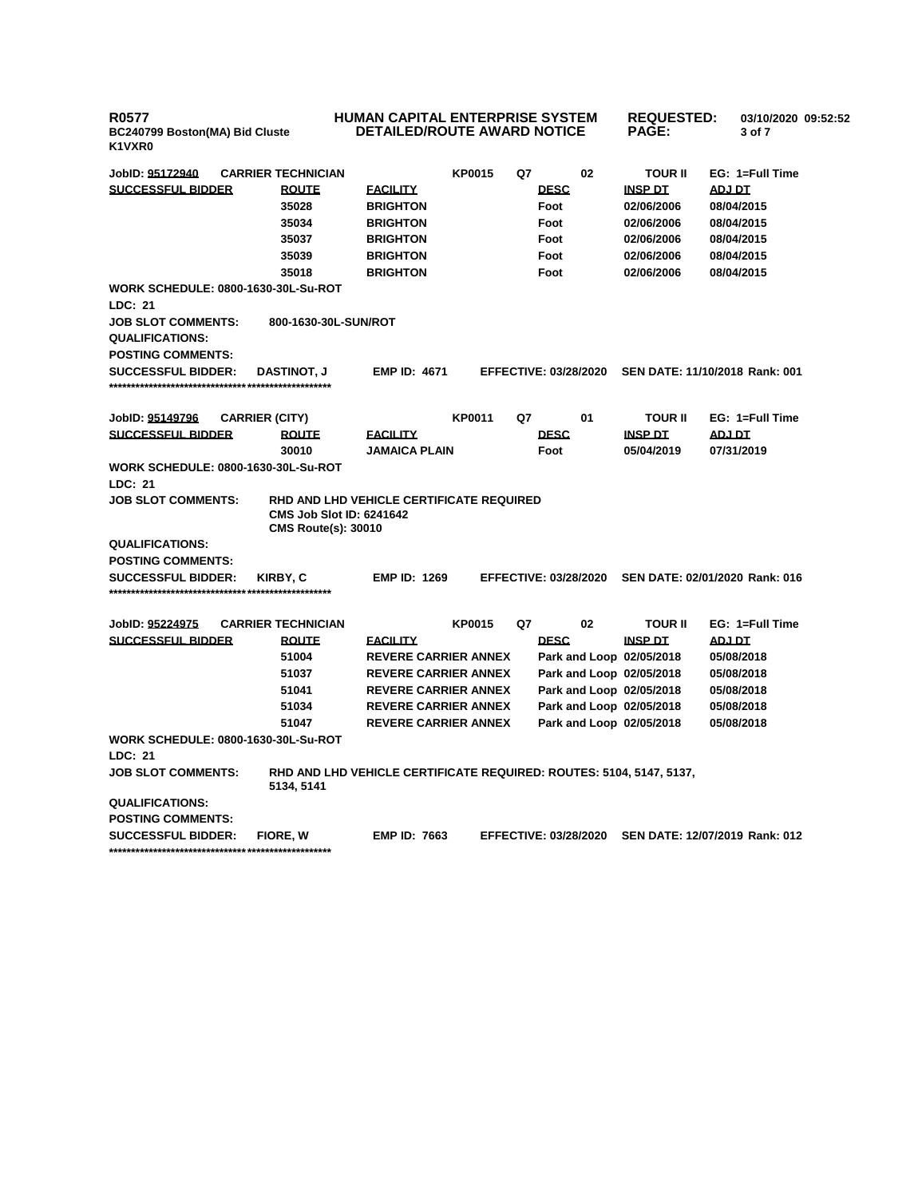**R0577** **HUMAN CAPITAL ENTERPRISE SYSTEM** **REQUESTED: 03/10/2020 09:52:52**
**BC240799 Boston(MA) Bid Cluste** **DETAILED/ROUTE AWARD NOTICE**
**K1VXR0**

**JobID: 95172940** **CARRIER TECHNICIAN** **KP0015** **Q7** **02** **TOUR II** **EG: 1=Full Time**

| SUCCESSFUL BIDDER | ROUTE | FACILITY | DESC | INSP DT | ADJ DT |
|---|---|---|---|---|---|
| | 35028 | BRIGHTON | Foot | 02/06/2006 | 08/04/2015 |
| | 35034 | BRIGHTON | Foot | 02/06/2006 | 08/04/2015 |
| | 35037 | BRIGHTON | Foot | 02/06/2006 | 08/04/2015 |
| | 35039 | BRIGHTON | Foot | 02/06/2006 | 08/04/2015 |
| | 35018 | BRIGHTON | Foot | 02/06/2006 | 08/04/2015 |

**WORK SCHEDULE: 0800-1630-30L-Su-ROT**
**LDC: 21**
**JOB SLOT COMMENTS:** 800-1630-30L-SUN/ROT
**QUALIFICATIONS:**
**POSTING COMMENTS:**
**SUCCESSFUL BIDDER:** DASTINOT, J **EMP ID:** 4671 **EFFECTIVE:** 03/28/2020 **SEN DATE:** 11/10/2018 **Rank:** 001

***************************************************

**JobID: 95149796** **CARRIER (CITY)** **KP0011** **Q7** **01** **TOUR II** **EG: 1=Full Time**

| SUCCESSFUL BIDDER | ROUTE | FACILITY | DESC | INSP DT | ADJ DT |
|---|---|---|---|---|---|
| | 30010 | JAMAICA PLAIN | Foot | 05/04/2019 | 07/31/2019 |

**WORK SCHEDULE: 0800-1630-30L-Su-ROT**
**LDC: 21**
**JOB SLOT COMMENTS:** RHD AND LHD VEHICLE CERTIFICATE REQUIRED
CMS Job Slot ID: 6241642
CMS Route(s): 30010
**QUALIFICATIONS:**
**POSTING COMMENTS:**
**SUCCESSFUL BIDDER:** KIRBY, C **EMP ID:** 1269 **EFFECTIVE:** 03/28/2020 **SEN DATE:** 02/01/2020 **Rank:** 016

***************************************************

**JobID: 95224975** **CARRIER TECHNICIAN** **KP0015** **Q7** **02** **TOUR II** **EG: 1=Full Time**

| SUCCESSFUL BIDDER | ROUTE | FACILITY | DESC | INSP DT | ADJ DT |
|---|---|---|---|---|---|
| | 51004 | REVERE CARRIER ANNEX | Park and Loop | 02/05/2018 | 05/08/2018 |
| | 51037 | REVERE CARRIER ANNEX | Park and Loop | 02/05/2018 | 05/08/2018 |
| | 51041 | REVERE CARRIER ANNEX | Park and Loop | 02/05/2018 | 05/08/2018 |
| | 51034 | REVERE CARRIER ANNEX | Park and Loop | 02/05/2018 | 05/08/2018 |
| | 51047 | REVERE CARRIER ANNEX | Park and Loop | 02/05/2018 | 05/08/2018 |

**WORK SCHEDULE: 0800-1630-30L-Su-ROT**
**LDC: 21**
**JOB SLOT COMMENTS:** RHD AND LHD VEHICLE CERTIFICATE REQUIRED: ROUTES: 5104, 5147, 5137, 5134, 5141
**QUALIFICATIONS:**
**POSTING COMMENTS:**
**SUCCESSFUL BIDDER:** FIORE, W **EMP ID:** 7663 **EFFECTIVE:** 03/28/2020 **SEN DATE:** 12/07/2019 **Rank:** 012

***************************************************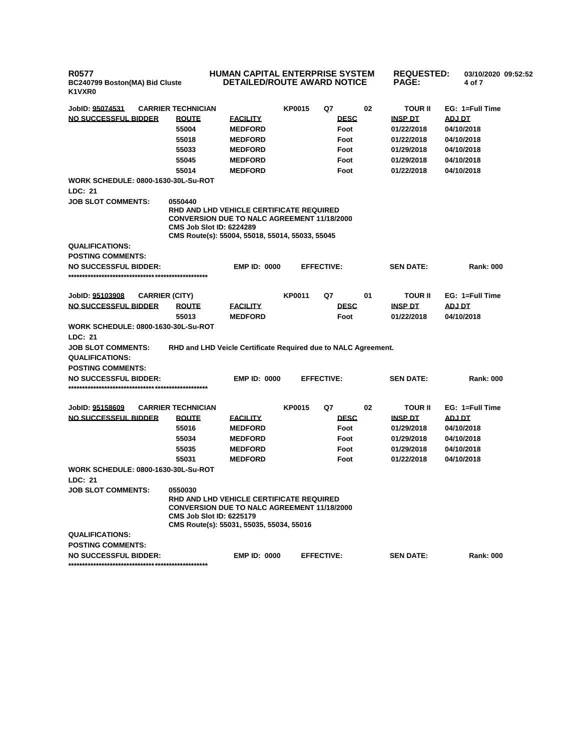**R0577** | **HUMAN CAPITAL ENTERPRISE SYSTEM** | **REQUESTED:** 03/10/2020 09:52:52
**BC240799 Boston(MA) Bid Cluste** | **DETAILED/ROUTE AWARD NOTICE**
**K1VXR0**

**JobID: 95074531** **CARRIER TECHNICIAN** **KP0015** **Q7** **02** **TOUR II** **EG: 1=Full Time**

| NO SUCCESSFUL BIDDER | ROUTE | FACILITY | DESC | INSP DT | ADJ DT |
|---|---|---|---|---|---|
| | 55004 | MEDFORD | Foot | 01/22/2018 | 04/10/2018 |
| | 55018 | MEDFORD | Foot | 01/22/2018 | 04/10/2018 |
| | 55033 | MEDFORD | Foot | 01/29/2018 | 04/10/2018 |
| | 55045 | MEDFORD | Foot | 01/29/2018 | 04/10/2018 |
| | 55014 | MEDFORD | Foot | 01/22/2018 | 04/10/2018 |

**WORK SCHEDULE: 0800-1630-30L-Su-ROT**

**LDC: 21**

**JOB SLOT COMMENTS:** 0550440
RHD AND LHD VEHICLE CERTIFICATE REQUIRED
CONVERSION DUE TO NALC AGREEMENT 11/18/2000
CMS Job Slot ID: 6224289
CMS Route(s): 55004, 55018, 55014, 55033, 55045

**QUALIFICATIONS:**

**POSTING COMMENTS:**

**NO SUCCESSFUL BIDDER:** **EMP ID: 0000** **EFFECTIVE:** **SEN DATE:** **Rank: 000**

****************************************************

**JobID: 95103908** **CARRIER (CITY)** **KP0011** **Q7** **01** **TOUR II** **EG: 1=Full Time**

| NO SUCCESSFUL BIDDER | ROUTE | FACILITY | DESC | INSP DT | ADJ DT |
|---|---|---|---|---|---|
| | 55013 | MEDFORD | Foot | 01/22/2018 | 04/10/2018 |

**WORK SCHEDULE: 0800-1630-30L-Su-ROT**

**LDC: 21**

**JOB SLOT COMMENTS:** RHD and LHD Veicle Certificate Required due to NALC Agreement.

**QUALIFICATIONS:**

**POSTING COMMENTS:**

**NO SUCCESSFUL BIDDER:** **EMP ID: 0000** **EFFECTIVE:** **SEN DATE:** **Rank: 000**

****************************************************

**JobID: 95158609** **CARRIER TECHNICIAN** **KP0015** **Q7** **02** **TOUR II** **EG: 1=Full Time**

| NO SUCCESSFUL BIDDER | ROUTE | FACILITY | DESC | INSP DT | ADJ DT |
|---|---|---|---|---|---|
| | 55016 | MEDFORD | Foot | 01/29/2018 | 04/10/2018 |
| | 55034 | MEDFORD | Foot | 01/29/2018 | 04/10/2018 |
| | 55035 | MEDFORD | Foot | 01/29/2018 | 04/10/2018 |
| | 55031 | MEDFORD | Foot | 01/22/2018 | 04/10/2018 |

**WORK SCHEDULE: 0800-1630-30L-Su-ROT**

**LDC: 21**

**JOB SLOT COMMENTS:** 0550030
RHD AND LHD VEHICLE CERTIFICATE REQUIRED
CONVERSION DUE TO NALC AGREEMENT 11/18/2000
CMS Job Slot ID: 6225179
CMS Route(s): 55031, 55035, 55034, 55016

**QUALIFICATIONS:**

**POSTING COMMENTS:**

**NO SUCCESSFUL BIDDER:** **EMP ID: 0000** **EFFECTIVE:** **SEN DATE:** **Rank: 000**

****************************************************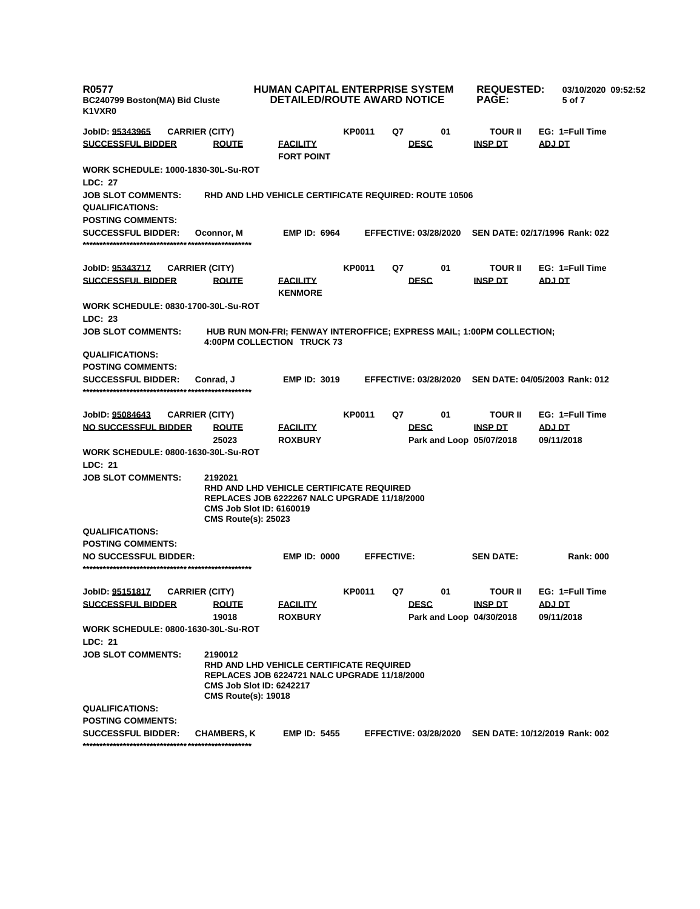**R0577** **HUMAN CAPITAL ENTERPRISE SYSTEM** **REQUESTED:** 03/10/2020 09:52:52
**BC240799 Boston(MA) Bid Cluste** **DETAILED/ROUTE AWARD NOTICE** **PAGE:**
**K1VXR0**

**JobID: 95343965** **CARRIER (CITY)** **KP0011** **Q7** **01** **TOUR II** **EG: 1=Full Time**

| SUCCESSFUL BIDDER | ROUTE | FACILITY | DESC | INSP DT | ADJ DT |
|---|---|---|---|---|---|
| | | FORT POINT | | | |

**WORK SCHEDULE: 1000-1830-30L-Su-ROT**
**LDC: 27**
**JOB SLOT COMMENTS:** RHD AND LHD VEHICLE CERTIFICATE REQUIRED: ROUTE 10506
**QUALIFICATIONS:**
**POSTING COMMENTS:**
**SUCCESSFUL BIDDER:** Oconnor, M **EMP ID:** 6964 **EFFECTIVE:** 03/28/2020 **SEN DATE:** 02/17/1996 **Rank:** 022

**************************************************

**JobID: 95343717** **CARRIER (CITY)** **KP0011** **Q7** **01** **TOUR II** **EG: 1=Full Time**

| SUCCESSFUL BIDDER | ROUTE | FACILITY | DESC | INSP DT | ADJ DT |
|---|---|---|---|---|---|
| | | KENMORE | | | |

**WORK SCHEDULE: 0830-1700-30L-Su-ROT**
**LDC: 23**
**JOB SLOT COMMENTS:** HUB RUN MON-FRI; FENWAY INTEROFFICE; EXPRESS MAIL; 1:00PM COLLECTION; 4:00PM COLLECTION TRUCK 73
**QUALIFICATIONS:**
**POSTING COMMENTS:**
**SUCCESSFUL BIDDER:** Conrad, J **EMP ID:** 3019 **EFFECTIVE:** 03/28/2020 **SEN DATE:** 04/05/2003 **Rank:** 012

**************************************************

**JobID: 95084643** **CARRIER (CITY)** **KP0011** **Q7** **01** **TOUR II** **EG: 1=Full Time**

| NO SUCCESSFUL BIDDER | ROUTE | FACILITY | DESC | INSP DT | ADJ DT |
|---|---|---|---|---|---|
| | 25023 | ROXBURY | Park and Loop | 05/07/2018 | 09/11/2018 |

**WORK SCHEDULE: 0800-1630-30L-Su-ROT**
**LDC: 21**
**JOB SLOT COMMENTS:** 2192021
RHD AND LHD VEHICLE CERTIFICATE REQUIRED
REPLACES JOB 6222267 NALC UPGRADE 11/18/2000
CMS Job Slot ID: 6160019
CMS Route(s): 25023
**QUALIFICATIONS:**
**POSTING COMMENTS:**
**NO SUCCESSFUL BIDDER:** **EMP ID:** 0000 **EFFECTIVE:** **SEN DATE:** **Rank:** 000

**************************************************

**JobID: 95151817** **CARRIER (CITY)** **KP0011** **Q7** **01** **TOUR II** **EG: 1=Full Time**

| SUCCESSFUL BIDDER | ROUTE | FACILITY | DESC | INSP DT | ADJ DT |
|---|---|---|---|---|---|
| | 19018 | ROXBURY | Park and Loop | 04/30/2018 | 09/11/2018 |

**WORK SCHEDULE: 0800-1630-30L-Su-ROT**
**LDC: 21**
**JOB SLOT COMMENTS:** 2190012
RHD AND LHD VEHICLE CERTIFICATE REQUIRED
REPLACES JOB 6224721 NALC UPGRADE 11/18/2000
CMS Job Slot ID: 6242217
CMS Route(s): 19018
**QUALIFICATIONS:**
**POSTING COMMENTS:**
**SUCCESSFUL BIDDER:** CHAMBERS, K **EMP ID:** 5455 **EFFECTIVE:** 03/28/2020 **SEN DATE:** 10/12/2019 **Rank:** 002

**************************************************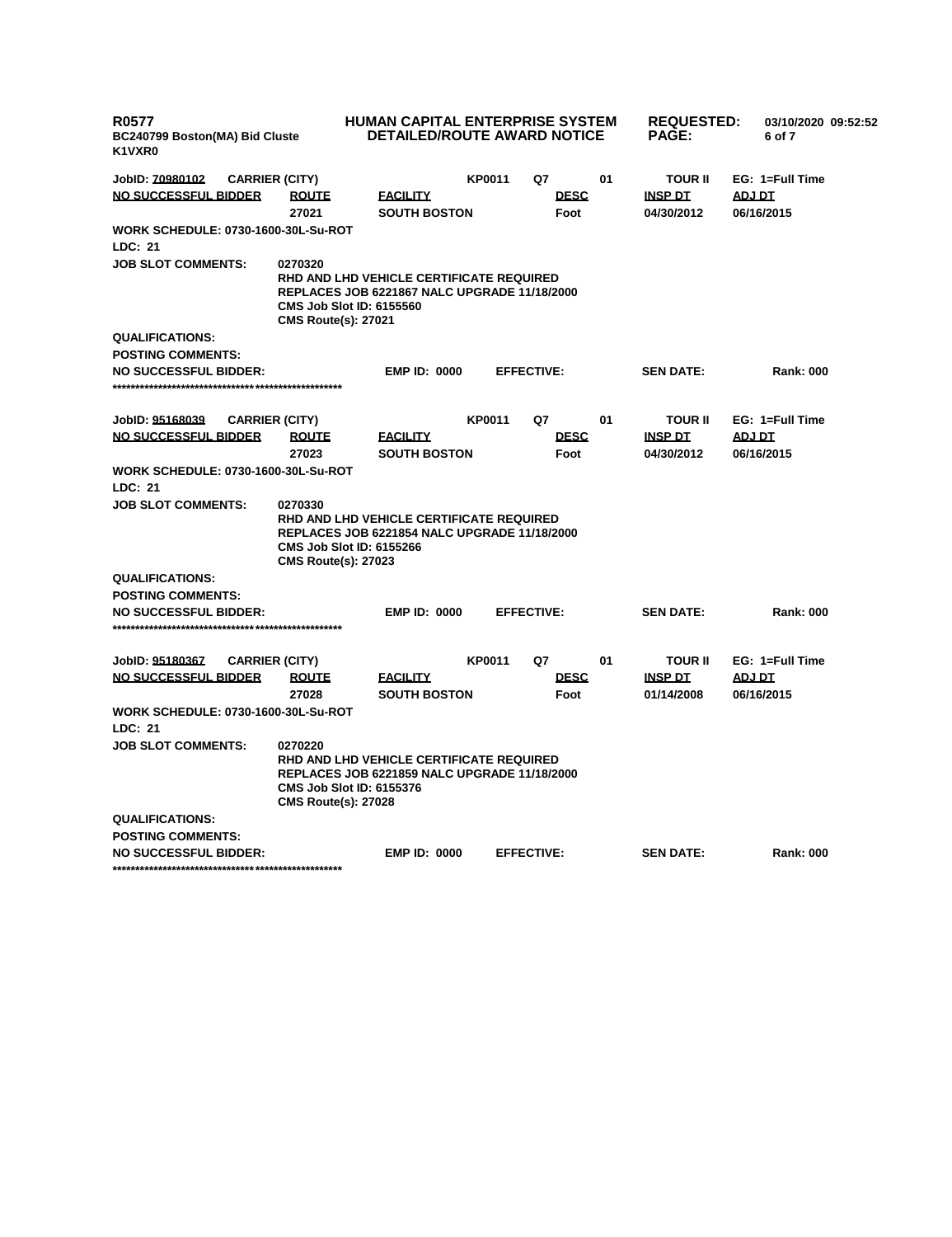**R0577**
**BC240799 Boston(MA) Bid Cluste**
**K1VXR0**

**HUMAN CAPITAL ENTERPRISE SYSTEM**
**DETAILED/ROUTE AWARD NOTICE**

**REQUESTED:** 03/10/2020 09:52:52

---

**JobID: 70980102** CARRIER (CITY) KP0011 Q7 01 TOUR II EG: 1=Full Time

| NO SUCCESSFUL BIDDER | ROUTE | FACILITY | DESC | INSP DT | ADJ DT |
|---|---|---|---|---|---|
| | 27021 | SOUTH BOSTON | Foot | 04/30/2012 | 06/16/2015 |

**WORK SCHEDULE:** 0730-1600-30L-Su-ROT
**LDC:** 21
**JOB SLOT COMMENTS:** 0270320
RHD AND LHD VEHICLE CERTIFICATE REQUIRED
REPLACES JOB 6221867 NALC UPGRADE 11/18/2000
CMS Job Slot ID: 6155560
CMS Route(s): 27021
**QUALIFICATIONS:**
**POSTING COMMENTS:**
**NO SUCCESSFUL BIDDER:** EMP ID: 0000 EFFECTIVE: SEN DATE: Rank: 000

***************************************************

**JobID: 95168039** CARRIER (CITY) KP0011 Q7 01 TOUR II EG: 1=Full Time

| NO SUCCESSFUL BIDDER | ROUTE | FACILITY | DESC | INSP DT | ADJ DT |
|---|---|---|---|---|---|
| | 27023 | SOUTH BOSTON | Foot | 04/30/2012 | 06/16/2015 |

**WORK SCHEDULE:** 0730-1600-30L-Su-ROT
**LDC:** 21
**JOB SLOT COMMENTS:** 0270330
RHD AND LHD VEHICLE CERTIFICATE REQUIRED
REPLACES JOB 6221854 NALC UPGRADE 11/18/2000
CMS Job Slot ID: 6155266
CMS Route(s): 27023
**QUALIFICATIONS:**
**POSTING COMMENTS:**
**NO SUCCESSFUL BIDDER:** EMP ID: 0000 EFFECTIVE: SEN DATE: Rank: 000

***************************************************

**JobID: 95180367** CARRIER (CITY) KP0011 Q7 01 TOUR II EG: 1=Full Time

| NO SUCCESSFUL BIDDER | ROUTE | FACILITY | DESC | INSP DT | ADJ DT |
|---|---|---|---|---|---|
| | 27028 | SOUTH BOSTON | Foot | 01/14/2008 | 06/16/2015 |

**WORK SCHEDULE:** 0730-1600-30L-Su-ROT
**LDC:** 21
**JOB SLOT COMMENTS:** 0270220
RHD AND LHD VEHICLE CERTIFICATE REQUIRED
REPLACES JOB 6221859 NALC UPGRADE 11/18/2000
CMS Job Slot ID: 6155376
CMS Route(s): 27028
**QUALIFICATIONS:**
**POSTING COMMENTS:**
**NO SUCCESSFUL BIDDER:** EMP ID: 0000 EFFECTIVE: SEN DATE: Rank: 000

***************************************************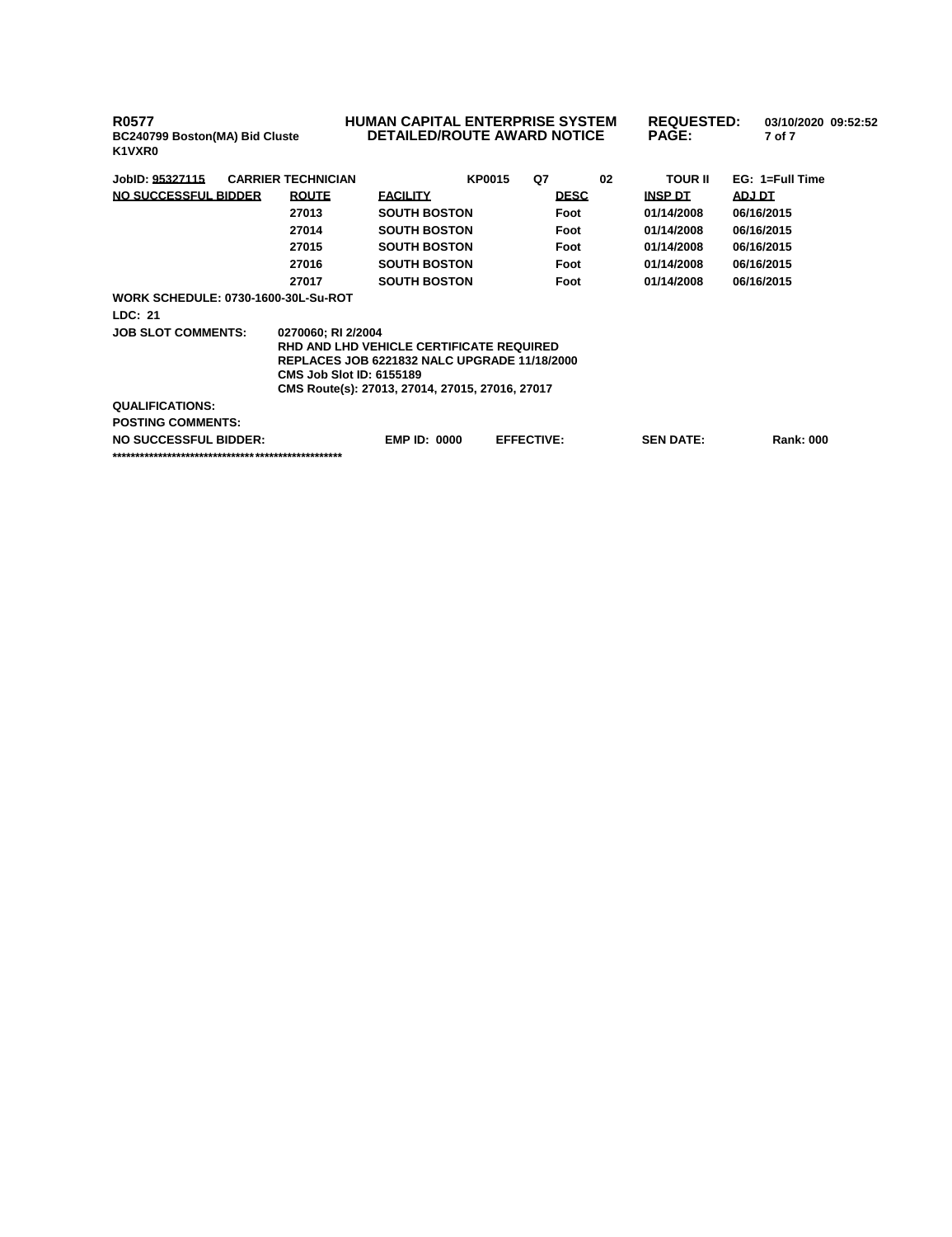R0577 | HUMAN CAPITAL ENTERPRISE SYSTEM | REQUESTED: 03/10/2020 09:52:52
BC240799 Boston(MA) Bid Cluste | DETAILED/ROUTE AWARD NOTICE
K1VXR0

**JobID: 95327115** **CARRIER TECHNICIAN** **KP0015** **Q7** **02** **TOUR II** **EG: 1=Full Time**

| NO SUCCESSFUL BIDDER | ROUTE | FACILITY | DESC | INSP DT | ADJ DT |
|---|---|---|---|---|---|
| | 27013 | SOUTH BOSTON | Foot | 01/14/2008 | 06/16/2015 |
| | 27014 | SOUTH BOSTON | Foot | 01/14/2008 | 06/16/2015 |
| | 27015 | SOUTH BOSTON | Foot | 01/14/2008 | 06/16/2015 |
| | 27016 | SOUTH BOSTON | Foot | 01/14/2008 | 06/16/2015 |
| | 27017 | SOUTH BOSTON | Foot | 01/14/2008 | 06/16/2015 |

**WORK SCHEDULE: 0730-1600-30L-Su-ROT**

**LDC: 21**

**JOB SLOT COMMENTS:** 0270060; RI 2/2004
RHD AND LHD VEHICLE CERTIFICATE REQUIRED
REPLACES JOB 6221832 NALC UPGRADE 11/18/2000
CMS Job Slot ID: 6155189
CMS Route(s): 27013, 27014, 27015, 27016, 27017

**QUALIFICATIONS:**

**POSTING COMMENTS:**

**NO SUCCESSFUL BIDDER:** EMP ID: 0000 EFFECTIVE: SEN DATE: Rank: 000

*****************************************************